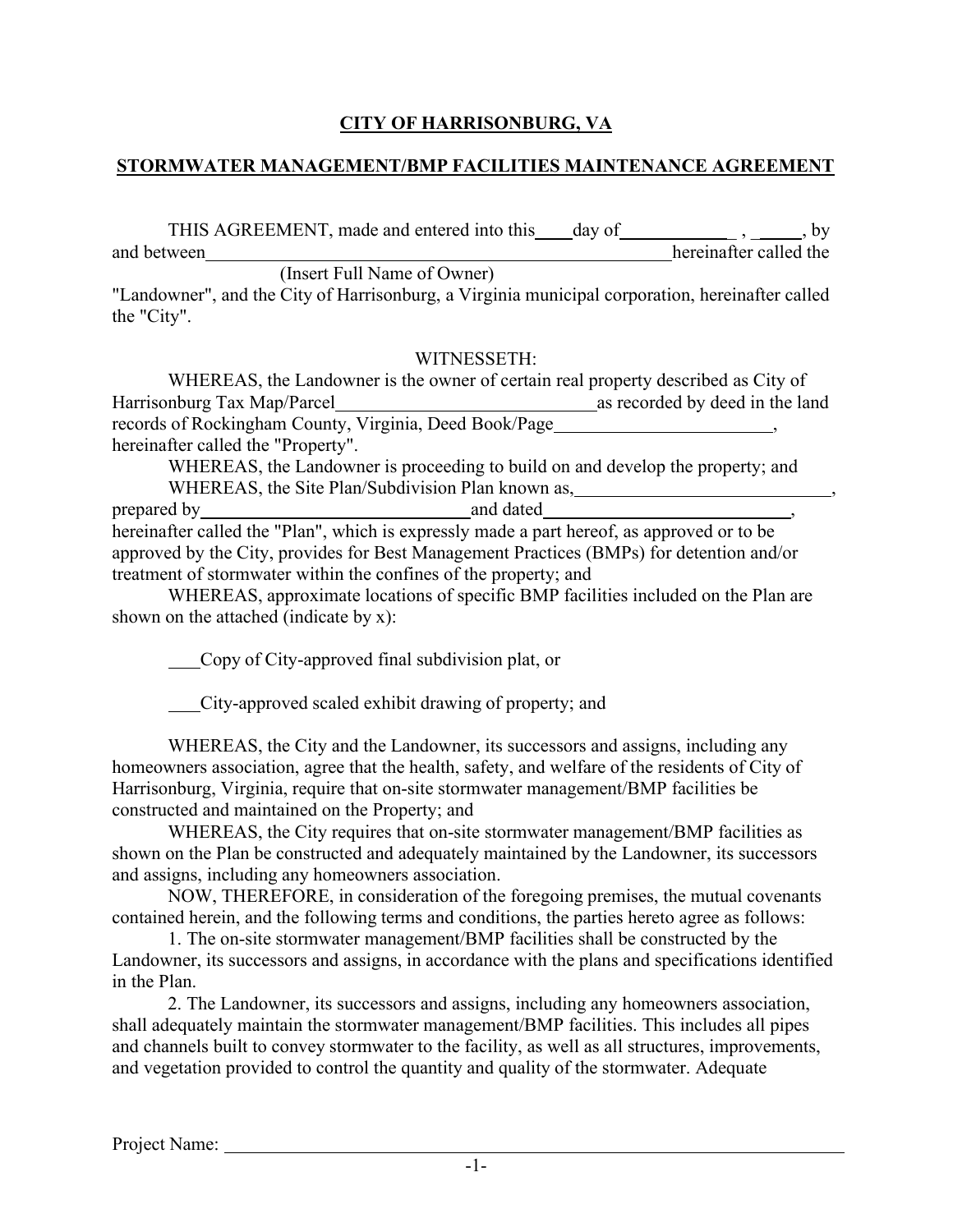# CITY OF HARRISONBURG, VA

## STORMWATER MANAGEMENT/BMP FACILITIES MAINTENANCE AGREEMENT

THIS AGREEMENT, made and entered into this ____ day of ____________ , _____, by and between ______________________________________________ hereinafter called the

(Insert Full Name of Owner)

"Landowner", and the City of Harrisonburg, a Virginia municipal corporation, hereinafter called the "City".

WITNESSETH:

WHEREAS, the Landowner is the owner of certain real property described as City of Harrisonburg Tax Map/Parcel ____________________________ as recorded by deed in the land records of Rockingham County, Virginia, Deed Book/Page ________________________, hereinafter called the "Property".

WHEREAS, the Landowner is proceeding to build on and develop the property; and

WHEREAS, the Site Plan/Subdivision Plan known as, ____________________________, prepared by ____________________________ and dated ___________________________, hereinafter called the "Plan", which is expressly made a part hereof, as approved or to be approved by the City, provides for Best Management Practices (BMPs) for detention and/or treatment of stormwater within the confines of the property; and

WHEREAS, approximate locations of specific BMP facilities included on the Plan are shown on the attached (indicate by x):

___Copy of City-approved final subdivision plat, or

___City-approved scaled exhibit drawing of property; and

WHEREAS, the City and the Landowner, its successors and assigns, including any homeowners association, agree that the health, safety, and welfare of the residents of City of Harrisonburg, Virginia, require that on-site stormwater management/BMP facilities be constructed and maintained on the Property; and

WHEREAS, the City requires that on-site stormwater management/BMP facilities as shown on the Plan be constructed and adequately maintained by the Landowner, its successors and assigns, including any homeowners association.

NOW, THEREFORE, in consideration of the foregoing premises, the mutual covenants contained herein, and the following terms and conditions, the parties hereto agree as follows:

1. The on-site stormwater management/BMP facilities shall be constructed by the Landowner, its successors and assigns, in accordance with the plans and specifications identified in the Plan.

2. The Landowner, its successors and assigns, including any homeowners association, shall adequately maintain the stormwater management/BMP facilities. This includes all pipes and channels built to convey stormwater to the facility, as well as all structures, improvements, and vegetation provided to control the quantity and quality of the stormwater. Adequate

Project Name: ______________________________________________________________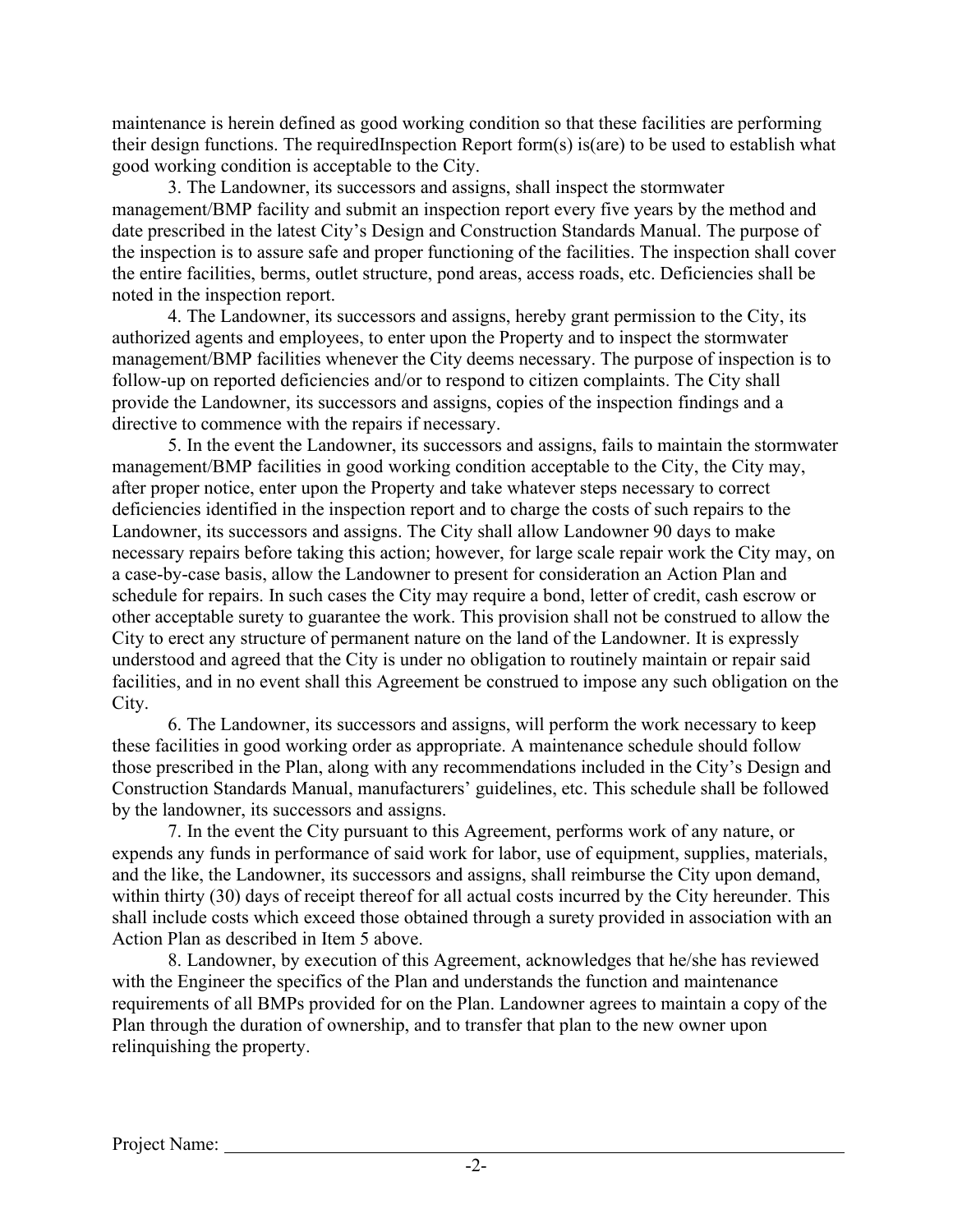maintenance is herein defined as good working condition so that these facilities are performing their design functions. The requiredInspection Report form(s) is(are) to be used to establish what good working condition is acceptable to the City.

3. The Landowner, its successors and assigns, shall inspect the stormwater management/BMP facility and submit an inspection report every five years by the method and date prescribed in the latest City's Design and Construction Standards Manual. The purpose of the inspection is to assure safe and proper functioning of the facilities. The inspection shall cover the entire facilities, berms, outlet structure, pond areas, access roads, etc. Deficiencies shall be noted in the inspection report.

4. The Landowner, its successors and assigns, hereby grant permission to the City, its authorized agents and employees, to enter upon the Property and to inspect the stormwater management/BMP facilities whenever the City deems necessary. The purpose of inspection is to follow-up on reported deficiencies and/or to respond to citizen complaints. The City shall provide the Landowner, its successors and assigns, copies of the inspection findings and a directive to commence with the repairs if necessary.

5. In the event the Landowner, its successors and assigns, fails to maintain the stormwater management/BMP facilities in good working condition acceptable to the City, the City may, after proper notice, enter upon the Property and take whatever steps necessary to correct deficiencies identified in the inspection report and to charge the costs of such repairs to the Landowner, its successors and assigns. The City shall allow Landowner 90 days to make necessary repairs before taking this action; however, for large scale repair work the City may, on a case-by-case basis, allow the Landowner to present for consideration an Action Plan and schedule for repairs. In such cases the City may require a bond, letter of credit, cash escrow or other acceptable surety to guarantee the work. This provision shall not be construed to allow the City to erect any structure of permanent nature on the land of the Landowner. It is expressly understood and agreed that the City is under no obligation to routinely maintain or repair said facilities, and in no event shall this Agreement be construed to impose any such obligation on the City.

6. The Landowner, its successors and assigns, will perform the work necessary to keep these facilities in good working order as appropriate. A maintenance schedule should follow those prescribed in the Plan, along with any recommendations included in the City's Design and Construction Standards Manual, manufacturers' guidelines, etc. This schedule shall be followed by the landowner, its successors and assigns.

7. In the event the City pursuant to this Agreement, performs work of any nature, or expends any funds in performance of said work for labor, use of equipment, supplies, materials, and the like, the Landowner, its successors and assigns, shall reimburse the City upon demand, within thirty (30) days of receipt thereof for all actual costs incurred by the City hereunder. This shall include costs which exceed those obtained through a surety provided in association with an Action Plan as described in Item 5 above.

8. Landowner, by execution of this Agreement, acknowledges that he/she has reviewed with the Engineer the specifics of the Plan and understands the function and maintenance requirements of all BMPs provided for on the Plan. Landowner agrees to maintain a copy of the Plan through the duration of ownership, and to transfer that plan to the new owner upon relinquishing the property.

Project Name: ______________________________________________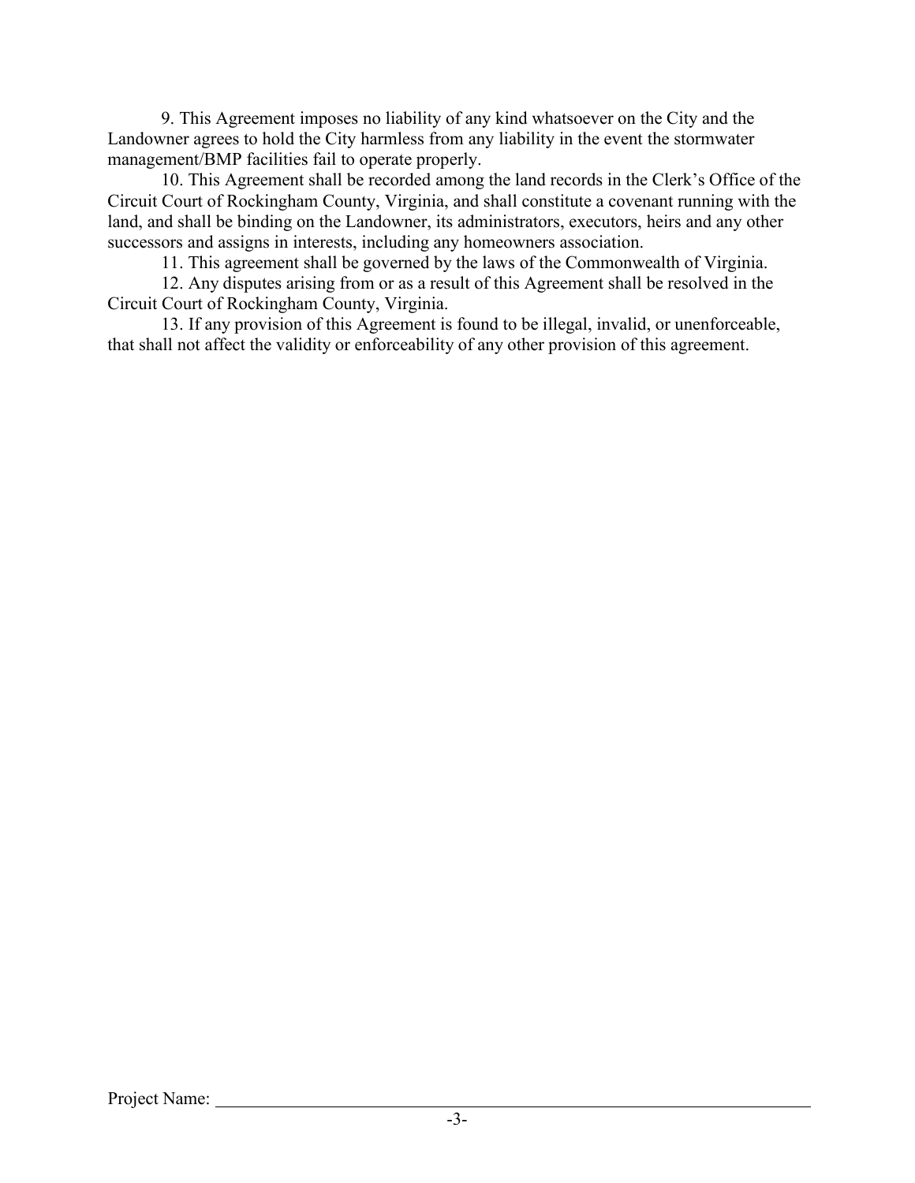9. This Agreement imposes no liability of any kind whatsoever on the City and the Landowner agrees to hold the City harmless from any liability in the event the stormwater management/BMP facilities fail to operate properly.

10. This Agreement shall be recorded among the land records in the Clerk's Office of the Circuit Court of Rockingham County, Virginia, and shall constitute a covenant running with the land, and shall be binding on the Landowner, its administrators, executors, heirs and any other successors and assigns in interests, including any homeowners association.

11. This agreement shall be governed by the laws of the Commonwealth of Virginia.

12. Any disputes arising from or as a result of this Agreement shall be resolved in the Circuit Court of Rockingham County, Virginia.

13. If any provision of this Agreement is found to be illegal, invalid, or unenforceable, that shall not affect the validity or enforceability of any other provision of this agreement.

Project Name: ______________________________________________________________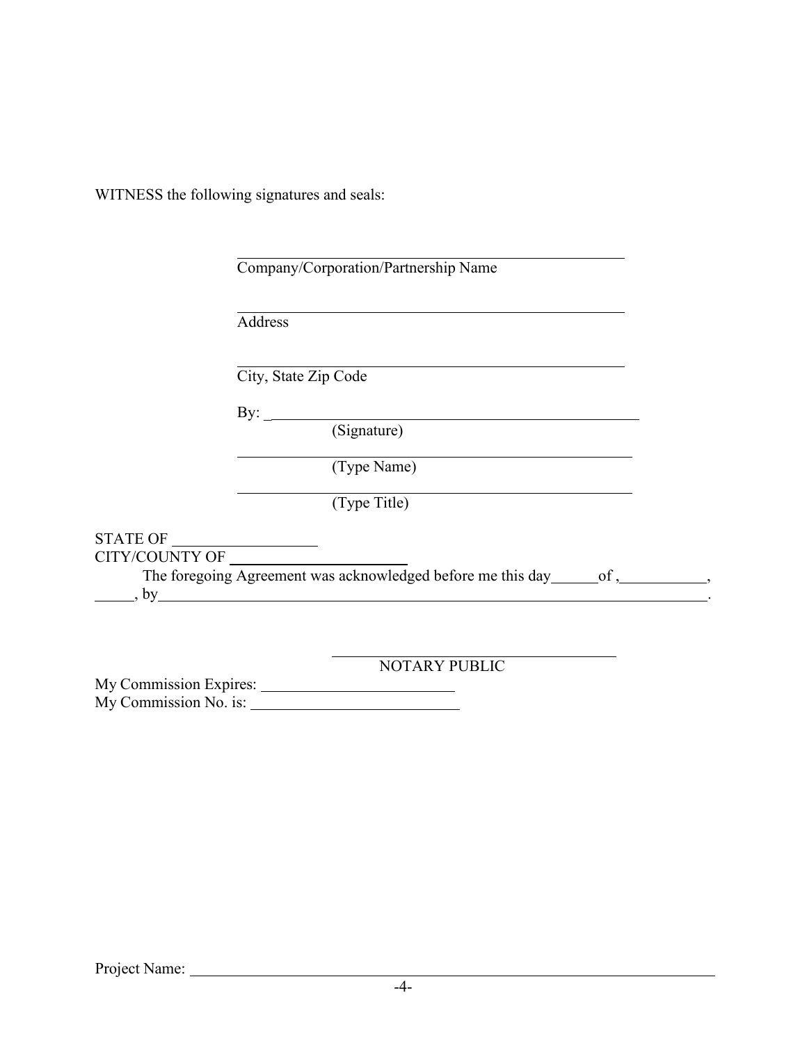WITNESS the following signatures and seals:

\_\_\_\_\_\_\_\_\_\_\_\_\_\_\_\_\_\_\_\_\_\_\_\_\_\_\_\_\_\_\_\_\_\_\_\_\_\_\_\_\_\_\_\_
Company/Corporation/Partnership Name

\_\_\_\_\_\_\_\_\_\_\_\_\_\_\_\_\_\_\_\_\_\_\_\_\_\_\_\_\_\_\_\_\_\_\_\_\_\_\_\_\_\_\_\_
Address

\_\_\_\_\_\_\_\_\_\_\_\_\_\_\_\_\_\_\_\_\_\_\_\_\_\_\_\_\_\_\_\_\_\_\_\_\_\_\_\_\_\_\_\_
City, State Zip Code

By: \_\_\_\_\_\_\_\_\_\_\_\_\_\_\_\_\_\_\_\_\_\_\_\_\_\_\_\_\_\_\_\_\_\_\_\_\_\_\_\_\_\_
(Signature)

\_\_\_\_\_\_\_\_\_\_\_\_\_\_\_\_\_\_\_\_\_\_\_\_\_\_\_\_\_\_\_\_\_\_\_\_\_\_\_\_\_\_\_\_
(Type Name)

\_\_\_\_\_\_\_\_\_\_\_\_\_\_\_\_\_\_\_\_\_\_\_\_\_\_\_\_\_\_\_\_\_\_\_\_\_\_\_\_\_\_\_\_
(Type Title)

STATE OF \_\_\_\_\_\_\_\_\_\_\_\_\_\_\_\_\_\_
CITY/COUNTY OF \_\_\_\_\_\_\_\_\_\_\_\_\_\_\_\_\_\_\_\_\_\_

The foregoing Agreement was acknowledged before me this day\_\_\_\_\_\_of ,\_\_\_\_\_\_\_\_\_\_\_, \_\_\_\_\_, by\_\_\_\_\_\_\_\_\_\_\_\_\_\_\_\_\_\_\_\_\_\_\_\_\_\_\_\_\_\_\_\_\_\_\_\_\_\_\_\_\_\_\_\_\_\_\_\_\_\_\_\_\_\_\_\_\_\_\_\_\_\_.

\_\_\_\_\_\_\_\_\_\_\_\_\_\_\_\_\_\_\_\_\_\_\_\_\_\_\_\_\_\_\_\_\_\_\_\_
NOTARY PUBLIC

My Commission Expires: \_\_\_\_\_\_\_\_\_\_\_\_\_\_\_\_\_\_\_\_\_\_\_\_
My Commission No. is: \_\_\_\_\_\_\_\_\_\_\_\_\_\_\_\_\_\_\_\_\_\_\_\_\_\_

Project Name: \_\_\_\_\_\_\_\_\_\_\_\_\_\_\_\_\_\_\_\_\_\_\_\_\_\_\_\_\_\_\_\_\_\_\_\_\_\_\_\_\_\_\_\_\_\_\_\_\_\_\_\_\_\_\_\_\_\_\_\_\_\_\_\_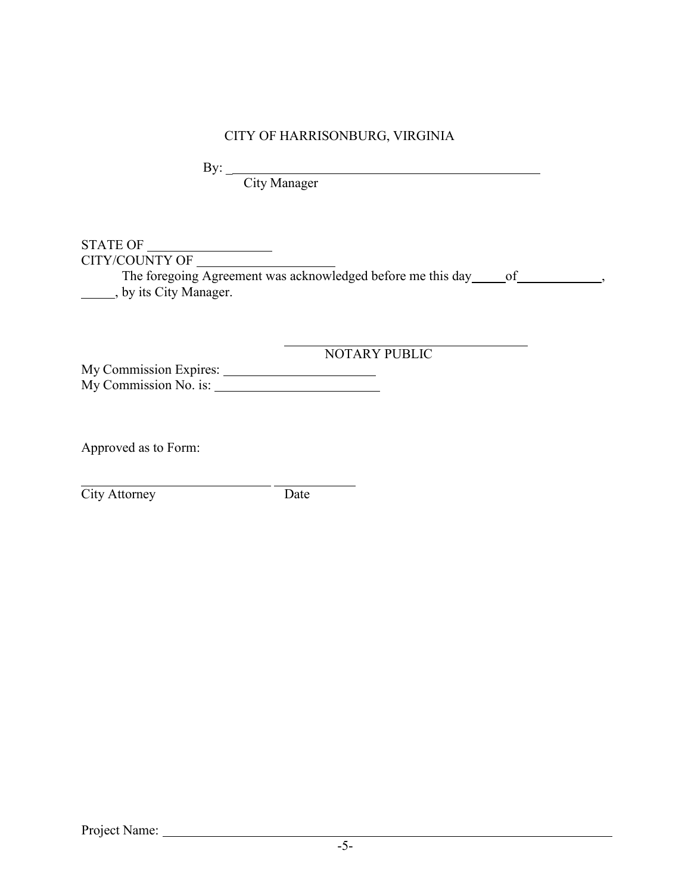CITY OF HARRISONBURG, VIRGINIA

By: \_\_\_\_\_\_\_\_\_\_\_\_\_\_\_\_\_\_\_\_\_\_\_\_\_\_\_\_\_\_\_\_\_\_\_\_\_\_\_\_\_\_\_\_\_\_\_\_
City Manager

STATE OF \_\_\_\_\_\_\_\_\_\_\_\_\_\_\_\_\_\_\_\_
CITY/COUNTY OF \_\_\_\_\_\_\_\_\_\_\_\_\_\_\_\_\_\_\_\_\_\_

The foregoing Agreement was acknowledged before me this day \_\_\_\_\_ of \_\_\_\_\_\_\_\_\_\_\_\_\_, \_\_\_\_\_, by its City Manager.

\_\_\_\_\_\_\_\_\_\_\_\_\_\_\_\_\_\_\_\_\_\_\_\_\_\_\_\_\_\_\_\_\_\_\_\_\_\_
NOTARY PUBLIC

My Commission Expires: \_\_\_\_\_\_\_\_\_\_\_\_\_\_\_\_\_\_\_\_\_\_\_\_
My Commission No. is: \_\_\_\_\_\_\_\_\_\_\_\_\_\_\_\_\_\_\_\_\_\_\_\_\_

Approved as to Form:

\_\_\_\_\_\_\_\_\_\_\_\_\_\_\_\_\_\_\_\_\_\_\_\_\_\_\_\_\_\_ \_\_\_\_\_\_\_\_\_\_\_\_\_
City Attorney Date

Project Name: \_\_\_\_\_\_\_\_\_\_\_\_\_\_\_\_\_\_\_\_\_\_\_\_\_\_\_\_\_\_\_\_\_\_\_\_\_\_\_\_\_\_\_\_\_\_\_\_\_\_\_\_\_\_\_\_\_\_\_\_\_\_\_\_\_\_\_\_